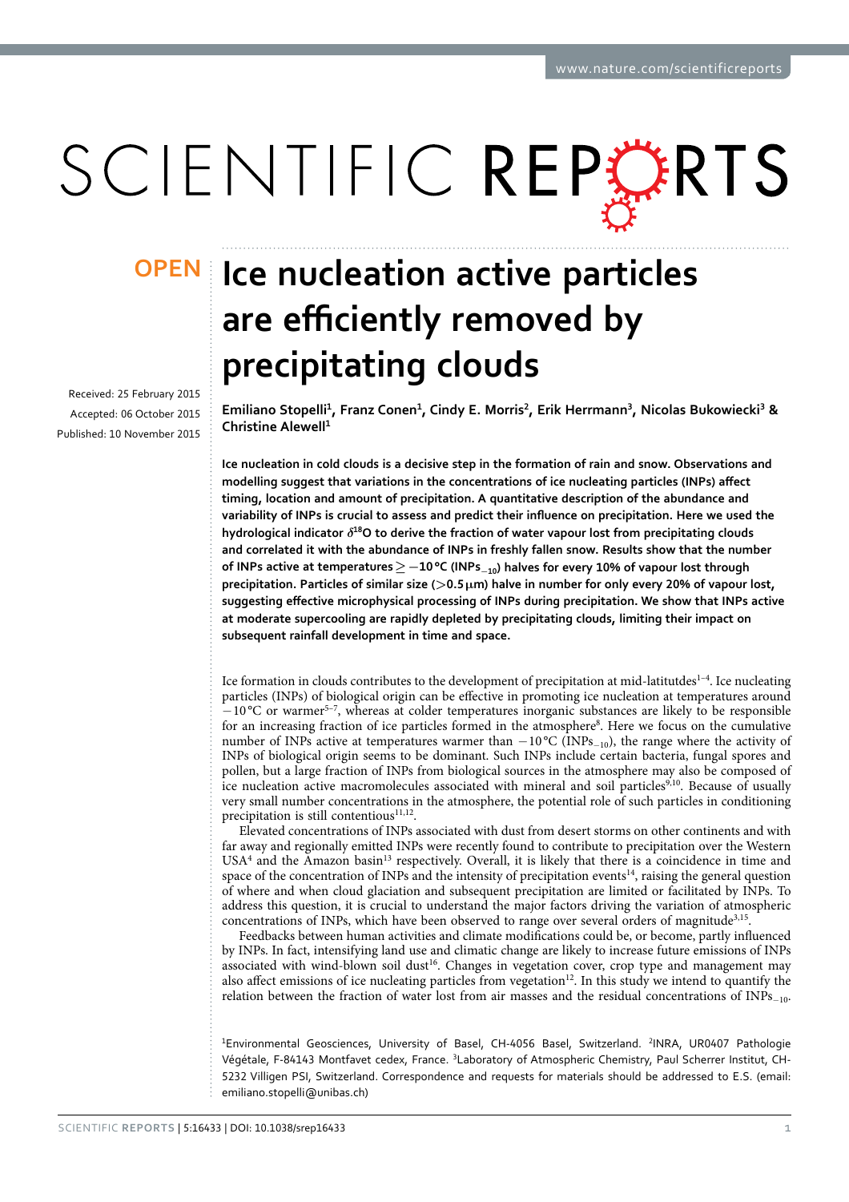OPEN

# Ice nucleation active particles are efficiently removed by precipitating clouds

Received: 25 February 2015
Accepted: 06 October 2015
Published: 10 November 2015

Emiliano Stopelli[1], Franz Conen[1], Cindy E. Morris[2], Erik Herrmann[3], Nicolas Bukowiecki[3] & Christine Alewell[1]

**Ice nucleation in cold clouds is a decisive step in the formation of rain and snow. Observations and modelling suggest that variations in the concentrations of ice nucleating particles (INPs) affect timing, location and amount of precipitation. A quantitative description of the abundance and variability of INPs is crucial to assess and predict their influence on precipitation. Here we used the hydrological indicator $\delta^{18}O$ to derive the fraction of water vapour lost from precipitating clouds and correlated it with the abundance of INPs in freshly fallen snow. Results show that the number of INPs active at temperatures ≥ −10 °C ($INPs_{-10}$) halves for every 10% of vapour lost through precipitation. Particles of similar size (>0.5 µm) halve in number for only every 20% of vapour lost, suggesting effective microphysical processing of INPs during precipitation. We show that INPs active at moderate supercooling are rapidly depleted by precipitating clouds, limiting their impact on subsequent rainfall development in time and space.**

Ice formation in clouds contributes to the development of precipitation at mid-latitutdes[1–4]. Ice nucleating particles (INPs) of biological origin can be effective in promoting ice nucleation at temperatures around −10 °C or warmer[5–7], whereas at colder temperatures inorganic substances are likely to be responsible for an increasing fraction of ice particles formed in the atmosphere[8]. Here we focus on the cumulative number of INPs active at temperatures warmer than −10 °C ($INPs_{-10}$), the range where the activity of INPs of biological origin seems to be dominant. Such INPs include certain bacteria, fungal spores and pollen, but a large fraction of INPs from biological sources in the atmosphere may also be composed of ice nucleation active macromolecules associated with mineral and soil particles[9,10]. Because of usually very small number concentrations in the atmosphere, the potential role of such particles in conditioning precipitation is still contentious[11,12].

Elevated concentrations of INPs associated with dust from desert storms on other continents and with far away and regionally emitted INPs were recently found to contribute to precipitation over the Western USA[4] and the Amazon basin[13] respectively. Overall, it is likely that there is a coincidence in time and space of the concentration of INPs and the intensity of precipitation events[14], raising the general question of where and when cloud glaciation and subsequent precipitation are limited or facilitated by INPs. To address this question, it is crucial to understand the major factors driving the variation of atmospheric concentrations of INPs, which have been observed to range over several orders of magnitude[3,15].

Feedbacks between human activities and climate modifications could be, or become, partly influenced by INPs. In fact, intensifying land use and climatic change are likely to increase future emissions of INPs associated with wind-blown soil dust[16]. Changes in vegetation cover, crop type and management may also affect emissions of ice nucleating particles from vegetation[12]. In this study we intend to quantify the relation between the fraction of water lost from air masses and the residual concentrations of $INPs_{-10}$.

[1]Environmental Geosciences, University of Basel, CH-4056 Basel, Switzerland. [2]INRA, UR0407 Pathologie Végétale, F-84143 Montfavet cedex, France. [3]Laboratory of Atmospheric Chemistry, Paul Scherrer Institut, CH-5232 Villigen PSI, Switzerland. Correspondence and requests for materials should be addressed to E.S. (email: emiliano.stopelli@unibas.ch)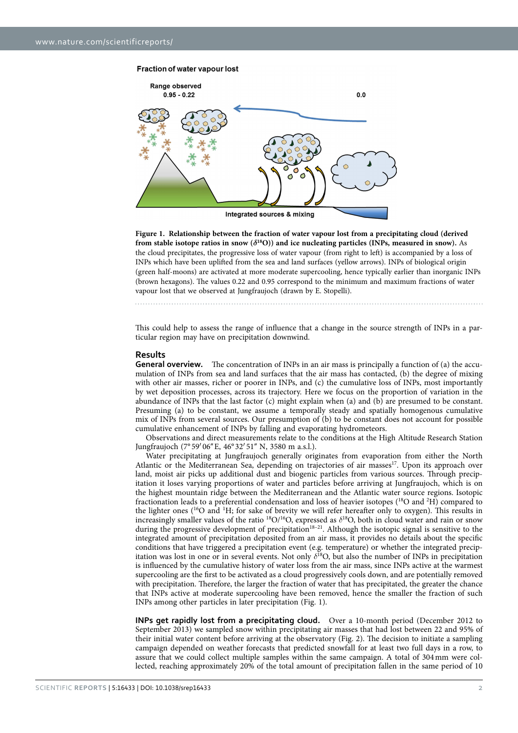Fraction of water vapour lost

Range observed
0.95 - 0.22

0.0

Integrated sources & mixing

**Figure 1. Relationship between the fraction of water vapour lost from a precipitating cloud (derived from stable isotope ratios in snow ($\delta^{18}$O)) and ice nucleating particles (INPs, measured in snow).** As the cloud precipitates, the progressive loss of water vapour (from right to left) is accompanied by a loss of INPs which have been uplifted from the sea and land surfaces (yellow arrows). INPs of biological origin (green half-moons) are activated at more moderate supercooling, hence typically earlier than inorganic INPs (brown hexagons). The values 0.22 and 0.95 correspond to the minimum and maximum fractions of water vapour lost that we observed at Jungfraujoch (drawn by E. Stopelli).

This could help to assess the range of influence that a change in the source strength of INPs in a particular region may have on precipitation downwind.

## Results

**General overview.** The concentration of INPs in an air mass is principally a function of (a) the accumulation of INPs from sea and land surfaces that the air mass has contacted, (b) the degree of mixing with other air masses, richer or poorer in INPs, and (c) the cumulative loss of INPs, most importantly by wet deposition processes, across its trajectory. Here we focus on the proportion of variation in the abundance of INPs that the last factor (c) might explain when (a) and (b) are presumed to be constant. Presuming (a) to be constant, we assume a temporally steady and spatially homogenous cumulative mix of INPs from several sources. Our presumption of (b) to be constant does not account for possible cumulative enhancement of INPs by falling and evaporating hydrometeors.

Observations and direct measurements relate to the conditions at the High Altitude Research Station Jungfraujoch (7°59′06″E, 46°32′51″ N, 3580 m a.s.l.).

Water precipitating at Jungfraujoch generally originates from evaporation from either the North Atlantic or the Mediterranean Sea, depending on trajectories of air masses[17]. Upon its approach over land, moist air picks up additional dust and biogenic particles from various sources. Through precipitation it loses varying proportions of water and particles before arriving at Jungfraujoch, which is on the highest mountain ridge between the Mediterranean and the Atlantic water source regions. Isotopic fractionation leads to a preferential condensation and loss of heavier isotopes ($^{18}$O and $^{2}$H) compared to the lighter ones ($^{16}$O and $^{1}$H; for sake of brevity we will refer hereafter only to oxygen). This results in increasingly smaller values of the ratio $^{18}$O/$^{16}$O, expressed as $\delta^{18}$O, both in cloud water and rain or snow during the progressive development of precipitation[18–21]. Although the isotopic signal is sensitive to the integrated amount of precipitation deposited from an air mass, it provides no details about the specific conditions that have triggered a precipitation event (e.g. temperature) or whether the integrated precipitation was lost in one or in several events. Not only $\delta^{18}$O, but also the number of INPs in precipitation is influenced by the cumulative history of water loss from the air mass, since INPs active at the warmest supercooling are the first to be activated as a cloud progressively cools down, and are potentially removed with precipitation. Therefore, the larger the fraction of water that has precipitated, the greater the chance that INPs active at moderate supercooling have been removed, hence the smaller the fraction of such INPs among other particles in later precipitation (Fig. 1).

**INPs get rapidly lost from a precipitating cloud.** Over a 10-month period (December 2012 to September 2013) we sampled snow within precipitating air masses that had lost between 22 and 95% of their initial water content before arriving at the observatory (Fig. 2). The decision to initiate a sampling campaign depended on weather forecasts that predicted snowfall for at least two full days in a row, to assure that we could collect multiple samples within the same campaign. A total of 304 mm were collected, reaching approximately 20% of the total amount of precipitation fallen in the same period of 10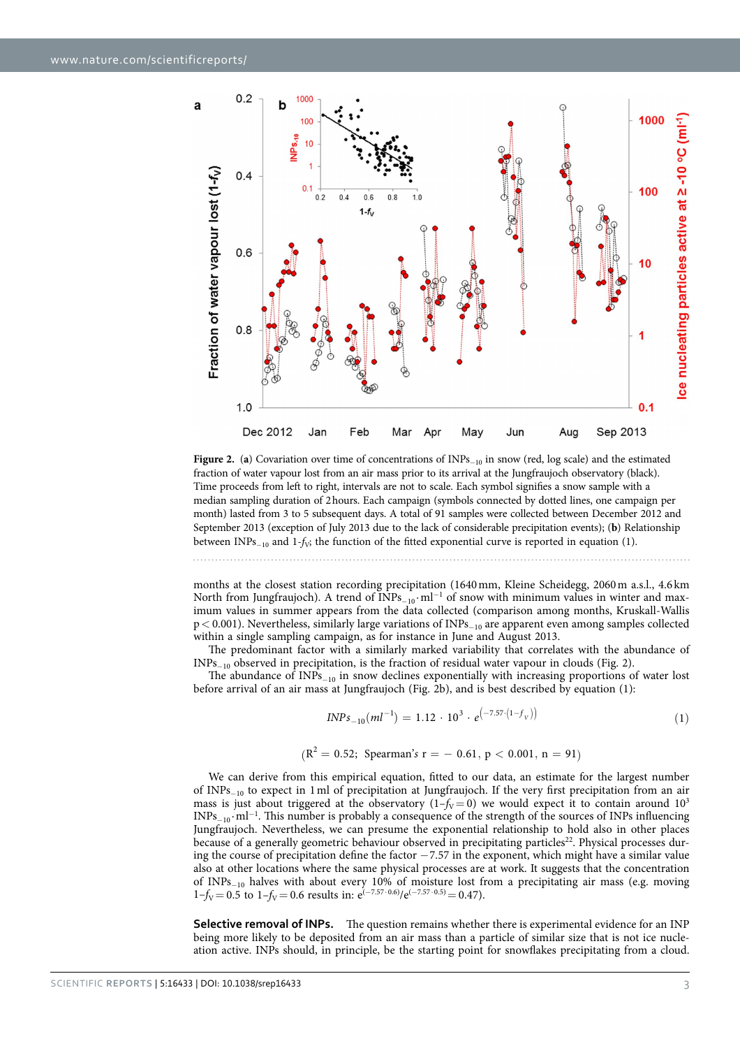**Figure 2.** (**a**) Covariation over time of concentrations of $INPs_{-10}$ in snow (red, log scale) and the estimated fraction of water vapour lost from an air mass prior to its arrival at the Jungfraujoch observatory (black). Time proceeds from left to right, intervals are not to scale. Each symbol signifies a snow sample with a median sampling duration of 2 hours. Each campaign (symbols connected by dotted lines, one campaign per month) lasted from 3 to 5 subsequent days. A total of 91 samples were collected between December 2012 and September 2013 (exception of July 2013 due to the lack of considerable precipitation events); (**b**) Relationship between $INPs_{-10}$ and $1\text{-}f_V$; the function of the fitted exponential curve is reported in equation (1).

months at the closest station recording precipitation (1640 mm, Kleine Scheidegg, 2060 m a.s.l., 4.6 km North from Jungfraujoch). A trend of $INPs_{-10} \cdot ml^{-1}$ of snow with minimum values in winter and maximum values in summer appears from the data collected (comparison among months, Kruskall-Wallis $p < 0.001$). Nevertheless, similarly large variations of $INPs_{-10}$ are apparent even among samples collected within a single sampling campaign, as for instance in June and August 2013.

The predominant factor with a similarly marked variability that correlates with the abundance of $INPs_{-10}$ observed in precipitation, is the fraction of residual water vapour in clouds (Fig. 2).

The abundance of $INPs_{-10}$ in snow declines exponentially with increasing proportions of water lost before arrival of an air mass at Jungfraujoch (Fig. 2b), and is best described by equation (1):

$$INPs_{-10}(ml^{-1}) = 1.12 \cdot 10^{3} \cdot e^{\left(-7.57 \cdot \left(1 - f_V\right)\right)} \tag{1}$$

$$(R^2 = 0.52;\ \text{Spearman's } r = -0.61,\ p < 0.001,\ n = 91)$$

We can derive from this empirical equation, fitted to our data, an estimate for the largest number of $INPs_{-10}$ to expect in 1 ml of precipitation at Jungfraujoch. If the very first precipitation from an air mass is just about triggered at the observatory ($1\text{-}f_V = 0$) we would expect it to contain around $10^3$ $INPs_{-10} \cdot ml^{-1}$. This number is probably a consequence of the strength of the sources of INPs influencing Jungfraujoch. Nevertheless, we can presume the exponential relationship to hold also in other places because of a generally geometric behaviour observed in precipitating particles[22]. Physical processes during the course of precipitation define the factor $-7.57$ in the exponent, which might have a similar value also at other locations where the same physical processes are at work. It suggests that the concentration of $INPs_{-10}$ halves with about every 10% of moisture lost from a precipitating air mass (e.g. moving $1\text{-}f_V = 0.5$ to $1\text{-}f_V = 0.6$ results in: $e^{(-7.57 \cdot 0.6)}/e^{(-7.57 \cdot 0.5)} = 0.47$).

**Selective removal of INPs.** The question remains whether there is experimental evidence for an INP being more likely to be deposited from an air mass than a particle of similar size that is not ice nucleation active. INPs should, in principle, be the starting point for snowflakes precipitating from a cloud.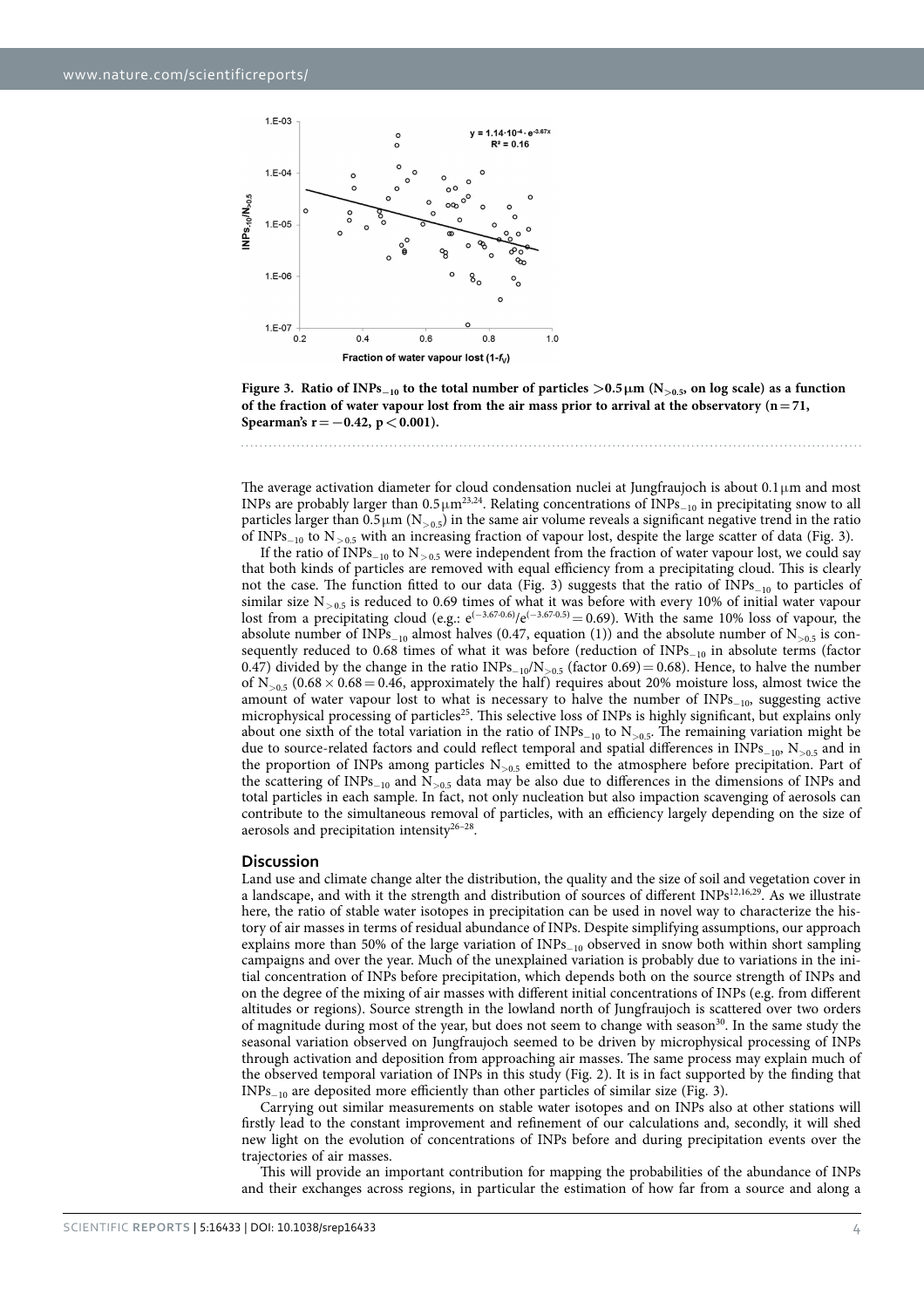**Figure 3. Ratio of $INPs_{-10}$ to the total number of particles $>0.5\,\mu m$ ($N_{>0.5}$, on log scale) as a function of the fraction of water vapour lost from the air mass prior to arrival at the observatory ($n = 71$, Spearman's $r = -0.42$, $p < 0.001$).**

The average activation diameter for cloud condensation nuclei at Jungfraujoch is about $0.1\,\mu m$ and most INPs are probably larger than $0.5\,\mu m$[23,24]. Relating concentrations of $INPs_{-10}$ in precipitating snow to all particles larger than $0.5\,\mu m$ ($N_{>0.5}$) in the same air volume reveals a significant negative trend in the ratio of $INPs_{-10}$ to $N_{>0.5}$ with an increasing fraction of vapour lost, despite the large scatter of data (Fig. 3).

If the ratio of $INPs_{-10}$ to $N_{>0.5}$ were independent from the fraction of water vapour lost, we could say that both kinds of particles are removed with equal efficiency from a precipitating cloud. This is clearly not the case. The function fitted to our data (Fig. 3) suggests that the ratio of $INPs_{-10}$ to particles of similar size $N_{>0.5}$ is reduced to 0.69 times of what it was before with every 10% of initial water vapour lost from a precipitating cloud (e.g.: $e^{(-3.67 \cdot 0.6)}/e^{(-3.67 \cdot 0.5)} = 0.69$). With the same 10% loss of vapour, the absolute number of $INPs_{-10}$ almost halves (0.47, equation (1)) and the absolute number of $N_{>0.5}$ is consequently reduced to 0.68 times of what it was before (reduction of $INPs_{-10}$ in absolute terms (factor 0.47) divided by the change in the ratio $INPs_{-10}/N_{>0.5}$ (factor 0.69) $= 0.68$). Hence, to halve the number of $N_{>0.5}$ ($0.68 \times 0.68 = 0.46$, approximately the half) requires about 20% moisture loss, almost twice the amount of water vapour lost to what is necessary to halve the number of $INPs_{-10}$, suggesting active microphysical processing of particles[25]. This selective loss of INPs is highly significant, but explains only about one sixth of the total variation in the ratio of $INPs_{-10}$ to $N_{>0.5}$. The remaining variation might be due to source-related factors and could reflect temporal and spatial differences in $INPs_{-10}$, $N_{>0.5}$ and in the proportion of INPs among particles $N_{>0.5}$ emitted to the atmosphere before precipitation. Part of the scattering of $INPs_{-10}$ and $N_{>0.5}$ data may be also due to differences in the dimensions of INPs and total particles in each sample. In fact, not only nucleation but also impaction scavenging of aerosols can contribute to the simultaneous removal of particles, with an efficiency largely depending on the size of aerosols and precipitation intensity[26–28].

## Discussion

Land use and climate change alter the distribution, the quality and the size of soil and vegetation cover in a landscape, and with it the strength and distribution of sources of different INPs[12,16,29]. As we illustrate here, the ratio of stable water isotopes in precipitation can be used in novel way to characterize the history of air masses in terms of residual abundance of INPs. Despite simplifying assumptions, our approach explains more than 50% of the large variation of $INPs_{-10}$ observed in snow both within short sampling campaigns and over the year. Much of the unexplained variation is probably due to variations in the initial concentration of INPs before precipitation, which depends both on the source strength of INPs and on the degree of the mixing of air masses with different initial concentrations of INPs (e.g. from different altitudes or regions). Source strength in the lowland north of Jungfraujoch is scattered over two orders of magnitude during most of the year, but does not seem to change with season[30]. In the same study the seasonal variation observed on Jungfraujoch seemed to be driven by microphysical processing of INPs through activation and deposition from approaching air masses. The same process may explain much of the observed temporal variation of INPs in this study (Fig. 2). It is in fact supported by the finding that $INPs_{-10}$ are deposited more efficiently than other particles of similar size (Fig. 3).

Carrying out similar measurements on stable water isotopes and on INPs also at other stations will firstly lead to the constant improvement and refinement of our calculations and, secondly, it will shed new light on the evolution of concentrations of INPs before and during precipitation events over the trajectories of air masses.

This will provide an important contribution for mapping the probabilities of the abundance of INPs and their exchanges across regions, in particular the estimation of how far from a source and along a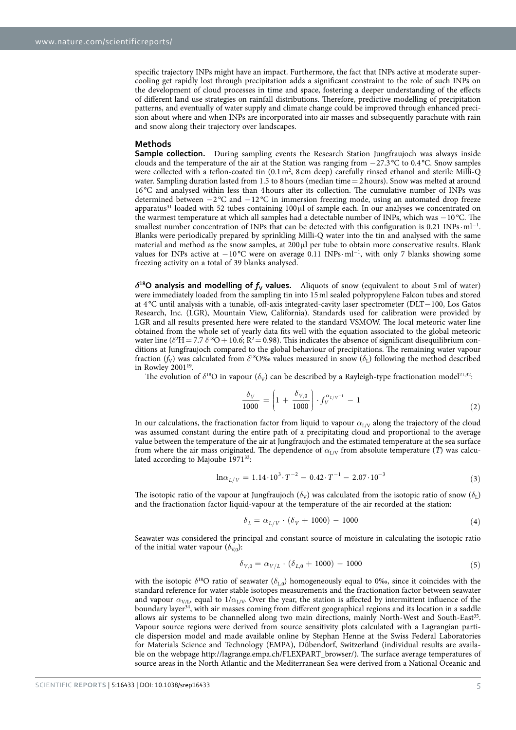specific trajectory INPs might have an impact. Furthermore, the fact that INPs active at moderate supercooling get rapidly lost through precipitation adds a significant constraint to the role of such INPs on the development of cloud processes in time and space, fostering a deeper understanding of the effects of different land use strategies on rainfall distributions. Therefore, predictive modelling of precipitation patterns, and eventually of water supply and climate change could be improved through enhanced precision about where and when INPs are incorporated into air masses and subsequently parachute with rain and snow along their trajectory over landscapes.

## Methods

**Sample collection.** During sampling events the Research Station Jungfraujoch was always inside clouds and the temperature of the air at the Station was ranging from −27.3 °C to 0.4 °C. Snow samples were collected with a teflon-coated tin (0.1 $m^2$, 8 cm deep) carefully rinsed ethanol and sterile Milli-Q water. Sampling duration lasted from 1.5 to 8 hours (median time = 2 hours). Snow was melted at around 16 °C and analysed within less than 4 hours after its collection. The cumulative number of INPs was determined between −2 °C and −12 °C in immersion freezing mode, using an automated drop freeze apparatus[31] loaded with 52 tubes containing 100 μl of sample each. In our analyses we concentrated on the warmest temperature at which all samples had a detectable number of INPs, which was −10 °C. The smallest number concentration of INPs that can be detected with this configuration is 0.21 INPs·$ml^{-1}$. Blanks were periodically prepared by sprinkling Milli-Q water into the tin and analysed with the same material and method as the snow samples, at 200 μl per tube to obtain more conservative results. Blank values for INPs active at −10 °C were on average 0.11 INPs·$ml^{-1}$, with only 7 blanks showing some freezing activity on a total of 39 blanks analysed.

**$\delta^{18}O$ analysis and modelling of $f_V$ values.** Aliquots of snow (equivalent to about 5 ml of water) were immediately loaded from the sampling tin into 15 ml sealed polypropylene Falcon tubes and stored at 4 °C until analysis with a tunable, off-axis integrated-cavity laser spectrometer (DLT−100, Los Gatos Research, Inc. (LGR), Mountain View, California). Standards used for calibration were provided by LGR and all results presented here were related to the standard VSMOW. The local meteoric water line obtained from the whole set of yearly data fits well with the equation associated to the global meteoric water line ($\delta^2H = 7.7\ \delta^{18}O + 10.6$; $R^2 = 0.98$). This indicates the absence of significant disequilibrium conditions at Jungfraujoch compared to the global behaviour of precipitations. The remaining water vapour fraction ($f_V$) was calculated from $\delta^{18}O$‰ values measured in snow ($\delta_L$) following the method described in Rowley 2001[19].

The evolution of $\delta^{18}O$ in vapour ($\delta_V$) can be described by a Rayleigh-type fractionation model[21,32]:

$$\frac{\delta_V}{1000} = \left(1 + \frac{\delta_{V,0}}{1000}\right) \cdot f_V^{\alpha_{L/V^{-1}}} - 1 \tag{2}$$

In our calculations, the fractionation factor from liquid to vapour $\alpha_{L/V}$ along the trajectory of the cloud was assumed constant during the entire path of a precipitating cloud and proportional to the average value between the temperature of the air at Jungfraujoch and the estimated temperature at the sea surface from where the air mass originated. The dependence of $\alpha_{L/V}$ from absolute temperature ($T$) was calculated according to Majoube 1971[33]:

$$\ln\alpha_{L/V} = 1.14 \cdot 10^3 \cdot T^{-2} - 0.42 \cdot T^{-1} - 2.07 \cdot 10^{-3} \tag{3}$$

The isotopic ratio of the vapour at Jungfraujoch ($\delta_V$) was calculated from the isotopic ratio of snow ($\delta_L$) and the fractionation factor liquid-vapour at the temperature of the air recorded at the station:

$$\delta_L = \alpha_{L/V} \cdot (\delta_V + 1000) - 1000 \tag{4}$$

Seawater was considered the principal and constant source of moisture in calculating the isotopic ratio of the initial water vapour ($\delta_{V,0}$):

$$\delta_{V,0} = \alpha_{V/L} \cdot (\delta_{L,0} + 1000) - 1000 \tag{5}$$

with the isotopic $\delta^{18}O$ ratio of seawater ($\delta_{L,0}$) homogeneously equal to 0‰, since it coincides with the standard reference for water stable isotopes measurements and the fractionation factor between seawater and vapour $\alpha_{V/L}$, equal to $1/\alpha_{L/V}$. Over the year, the station is affected by intermittent influence of the boundary layer[34], with air masses coming from different geographical regions and its location in a saddle allows air systems to be channelled along two main directions, mainly North-West and South-East[35]. Vapour source regions were derived from source sensitivity plots calculated with a Lagrangian particle dispersion model and made available online by Stephan Henne at the Swiss Federal Laboratories for Materials Science and Technology (EMPA), Dübendorf, Switzerland (individual results are available on the webpage http://lagrange.empa.ch/FLEXPART_browser/). The surface average temperatures of source areas in the North Atlantic and the Mediterranean Sea were derived from a National Oceanic and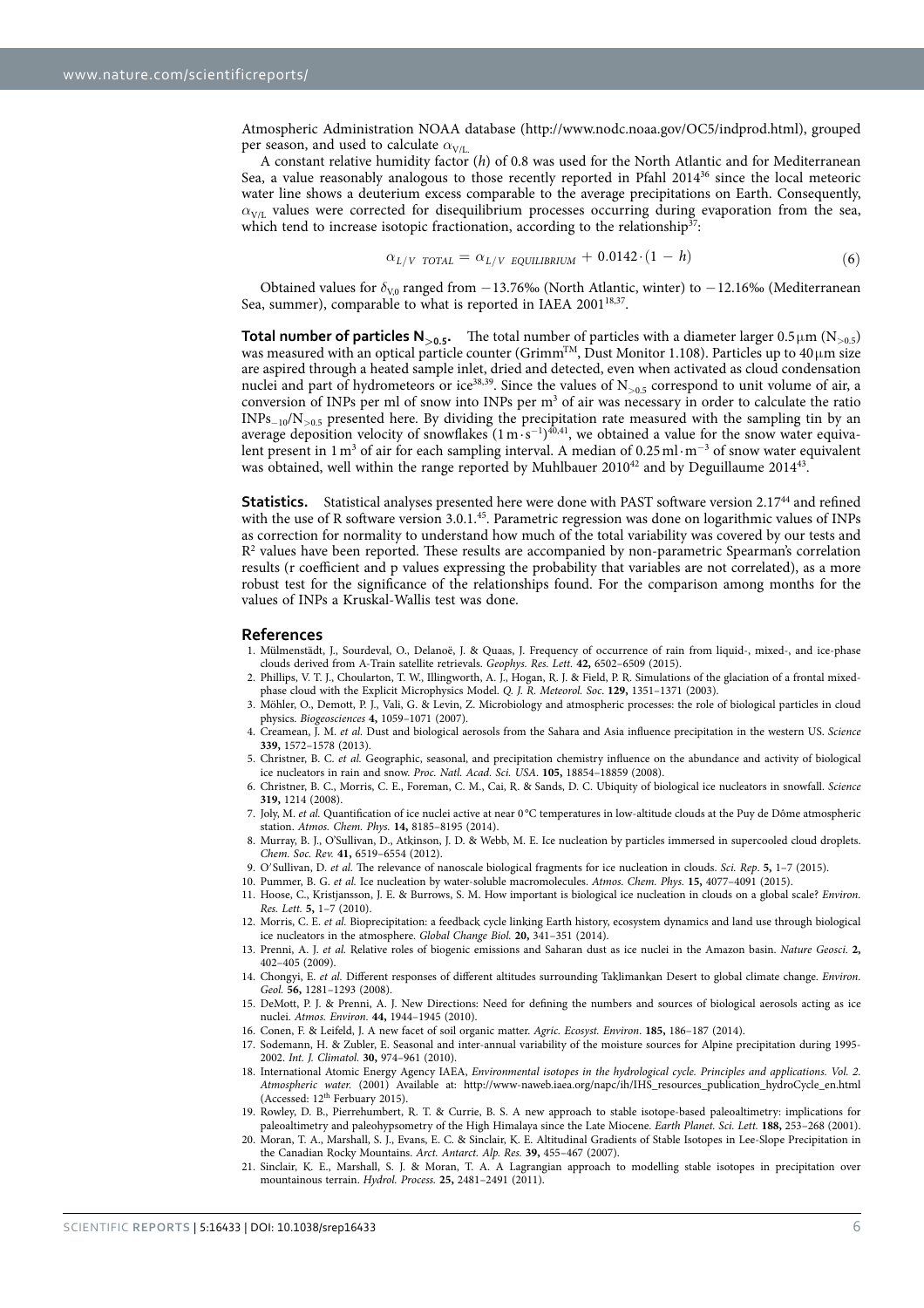Atmospheric Administration NOAA database (http://www.nodc.noaa.gov/OC5/indprod.html), grouped per season, and used to calculate $\alpha_{V/L}$.

A constant relative humidity factor ($h$) of 0.8 was used for the North Atlantic and for Mediterranean Sea, a value reasonably analogous to those recently reported in Pfahl 2014[36] since the local meteoric water line shows a deuterium excess comparable to the average precipitations on Earth. Consequently, $\alpha_{V/L}$ values were corrected for disequilibrium processes occurring during evaporation from the sea, which tend to increase isotopic fractionation, according to the relationship[37]:

$$\alpha_{L/V\ TOTAL} = \alpha_{L/V\ EQUILIBRIUM} + 0.0142 \cdot (1 - h) \tag{6}$$

Obtained values for $\delta_{V,0}$ ranged from −13.76‰ (North Atlantic, winter) to −12.16‰ (Mediterranean Sea, summer), comparable to what is reported in IAEA 2001[18,37].

**Total number of particles $N_{>0.5}$.** The total number of particles with a diameter larger 0.5 μm ($N_{>0.5}$) was measured with an optical particle counter (Grimm™, Dust Monitor 1.108). Particles up to 40 μm size are aspired through a heated sample inlet, dried and detected, even when activated as cloud condensation nuclei and part of hydrometeors or ice[38,39]. Since the values of $N_{>0.5}$ correspond to unit volume of air, a conversion of INPs per ml of snow into INPs per m³ of air was necessary in order to calculate the ratio $INPs_{-10}/N_{>0.5}$ presented here. By dividing the precipitation rate measured with the sampling tin by an average deposition velocity of snowflakes ($1\,m \cdot s^{-1}$)[40,41], we obtained a value for the snow water equivalent present in 1 m³ of air for each sampling interval. A median of $0.25\,ml \cdot m^{-3}$ of snow water equivalent was obtained, well within the range reported by Muhlbauer 2010[42] and by Deguillaume 2014[43].

**Statistics.** Statistical analyses presented here were done with PAST software version 2.17[44] and refined with the use of R software version 3.0.1.[45]. Parametric regression was done on logarithmic values of INPs as correction for normality to understand how much of the total variability was covered by our tests and $R^2$ values have been reported. These results are accompanied by non-parametric Spearman's correlation results (r coefficient and p values expressing the probability that variables are not correlated), as a more robust test for the significance of the relationships found. For the comparison among months for the values of INPs a Kruskal-Wallis test was done.

## References

1. Mülmenstädt, J., Sourdeval, O., Delanoë, J. & Quaas, J. Frequency of occurrence of rain from liquid-, mixed-, and ice-phase clouds derived from A-Train satellite retrievals. *Geophys. Res. Lett.* **42,** 6502–6509 (2015).
2. Phillips, V. T. J., Choularton, T. W., Illingworth, A. J., Hogan, R. J. & Field, P. R. Simulations of the glaciation of a frontal mixed-phase cloud with the Explicit Microphysics Model. *Q. J. R. Meteorol. Soc*. **129,** 1351–1371 (2003).
3. Möhler, O., Demott, P. J., Vali, G. & Levin, Z. Microbiology and atmospheric processes: the role of biological particles in cloud physics. *Biogeosciences* **4,** 1059–1071 (2007).
4. Creamean, J. M. *et al.* Dust and biological aerosols from the Sahara and Asia influence precipitation in the western US. *Science* **339,** 1572–1578 (2013).
5. Christner, B. C. *et al.* Geographic, seasonal, and precipitation chemistry influence on the abundance and activity of biological ice nucleators in rain and snow. *Proc. Natl. Acad. Sci. USA*. **105,** 18854–18859 (2008).
6. Christner, B. C., Morris, C. E., Foreman, C. M., Cai, R. & Sands, D. C. Ubiquity of biological ice nucleators in snowfall. *Science* **319,** 1214 (2008).
7. Joly, M. *et al.* Quantification of ice nuclei active at near 0 °C temperatures in low-altitude clouds at the Puy de Dôme atmospheric station. *Atmos. Chem. Phys.* **14,** 8185–8195 (2014).
8. Murray, B. J., O'Sullivan, D., Atkinson, J. D. & Webb, M. E. Ice nucleation by particles immersed in supercooled cloud droplets. *Chem. Soc. Rev.* **41,** 6519–6554 (2012).
9. O'Sullivan, D. *et al.* The relevance of nanoscale biological fragments for ice nucleation in clouds. *Sci. Rep*. **5,** 1–7 (2015).
10. Pummer, B. G. *et al.* Ice nucleation by water-soluble macromolecules. *Atmos. Chem. Phys.* **15,** 4077–4091 (2015).
11. Hoose, C., Kristjansson, J. E. & Burrows, S. M. How important is biological ice nucleation in clouds on a global scale? *Environ. Res. Lett.* **5,** 1–7 (2010).
12. Morris, C. E. *et al.* Bioprecipitation: a feedback cycle linking Earth history, ecosystem dynamics and land use through biological ice nucleators in the atmosphere. *Global Change Biol.* **20,** 341–351 (2014).
13. Prenni, A. J. *et al.* Relative roles of biogenic emissions and Saharan dust as ice nuclei in the Amazon basin. *Nature Geosci.* **2,** 402–405 (2009).
14. Chongyi, E. *et al.* Different responses of different altitudes surrounding Taklimankan Desert to global climate change. *Environ. Geol.* **56,** 1281–1293 (2008).
15. DeMott, P. J. & Prenni, A. J. New Directions: Need for defining the numbers and sources of biological aerosols acting as ice nuclei. *Atmos. Environ.* **44,** 1944–1945 (2010).
16. Conen, F. & Leifeld, J. A new facet of soil organic matter. *Agric. Ecosyst. Environ*. **185,** 186–187 (2014).
17. Sodemann, H. & Zubler, E. Seasonal and inter-annual variability of the moisture sources for Alpine precipitation during 1995-2002. *Int. J. Climatol.* **30,** 974–961 (2010).
18. International Atomic Energy Agency IAEA, *Environmental isotopes in the hydrological cycle. Principles and applications. Vol. 2. Atmospheric water.* (2001) Available at: http://www-naweb.iaea.org/napc/ih/IHS_resources_publication_hydroCycle_en.html (Accessed: 12th Ferbuary 2015).
19. Rowley, D. B., Pierrehumbert, R. T. & Currie, B. S. A new approach to stable isotope-based paleoaltimetry: implications for paleoaltimetry and paleohypsometry of the High Himalaya since the Late Miocene. *Earth Planet. Sci. Lett.* **188,** 253–268 (2001).
20. Moran, T. A., Marshall, S. J., Evans, E. C. & Sinclair, K. E. Altitudinal Gradients of Stable Isotopes in Lee-Slope Precipitation in the Canadian Rocky Mountains. *Arct. Antarct. Alp. Res.* **39,** 455–467 (2007).
21. Sinclair, K. E., Marshall, S. J. & Moran, T. A. A Lagrangian approach to modelling stable isotopes in precipitation over mountainous terrain. *Hydrol. Process.* **25,** 2481–2491 (2011).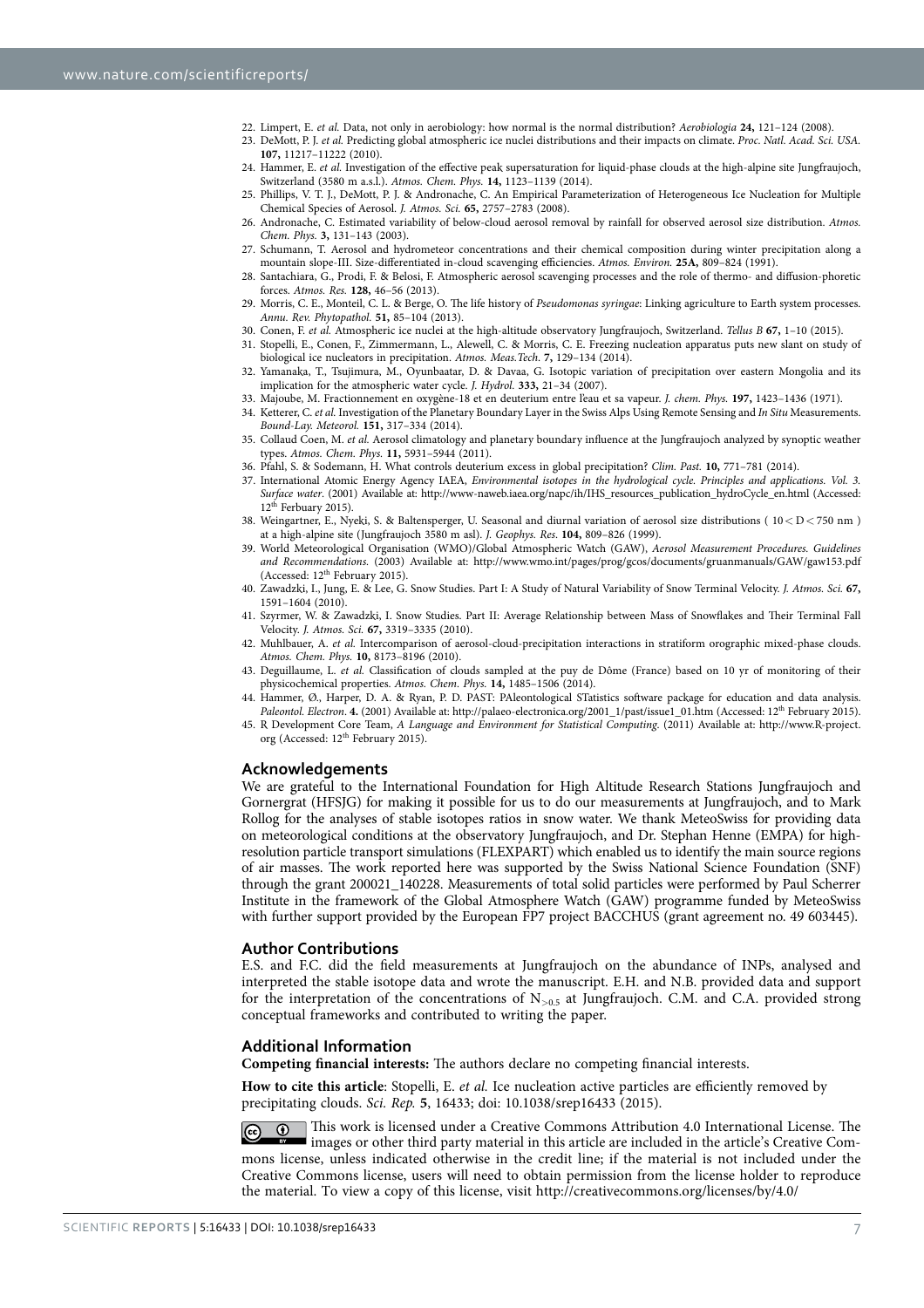22. Limpert, E. *et al.* Data, not only in aerobiology: how normal is the normal distribution? *Aerobiologia* **24,** 121–124 (2008).
23. DeMott, P. J. *et al.* Predicting global atmospheric ice nuclei distributions and their impacts on climate. *Proc. Natl. Acad. Sci. USA.* **107,** 11217–11222 (2010).
24. Hammer, E. *et al.* Investigation of the effective peak supersaturation for liquid-phase clouds at the high-alpine site Jungfraujoch, Switzerland (3580 m a.s.l.). *Atmos. Chem. Phys.* **14,** 1123–1139 (2014).
25. Phillips, V. T. J., DeMott, P. J. & Andronache, C. An Empirical Parameterization of Heterogeneous Ice Nucleation for Multiple Chemical Species of Aerosol. *J. Atmos. Sci.* **65,** 2757–2783 (2008).
26. Andronache, C. Estimated variability of below-cloud aerosol removal by rainfall for observed aerosol size distribution. *Atmos. Chem. Phys.* **3,** 131–143 (2003).
27. Schumann, T. Aerosol and hydrometeor concentrations and their chemical composition during winter precipitation along a mountain slope-III. Size-differentiated in-cloud scavenging efficiencies. *Atmos. Environ.* **25A,** 809–824 (1991).
28. Santachiara, G., Prodi, F. & Belosi, F. Atmospheric aerosol scavenging processes and the role of thermo- and diffusion-phoretic forces. *Atmos. Res.* **128,** 46–56 (2013).
29. Morris, C. E., Monteil, C. L. & Berge, O. The life history of *Pseudomonas syringae*: Linking agriculture to Earth system processes. *Annu. Rev. Phytopathol.* **51,** 85–104 (2013).
30. Conen, F. *et al.* Atmospheric ice nuclei at the high-altitude observatory Jungfraujoch, Switzerland. *Tellus B* **67,** 1–10 (2015).
31. Stopelli, E., Conen, F., Zimmermann, L., Alewell, C. & Morris, C. E. Freezing nucleation apparatus puts new slant on study of biological ice nucleators in precipitation. *Atmos. Meas.Tech.* **7,** 129–134 (2014).
32. Yamanaka, T., Tsujimura, M., Oyunbaatar, D. & Davaa, G. Isotopic variation of precipitation over eastern Mongolia and its implication for the atmospheric water cycle. *J. Hydrol.* **333,** 21–34 (2007).
33. Majoube, M. Fractionnement en oxygène-18 et en deuterium entre l'eau et sa vapeur. *J. chem. Phys.* **197,** 1423–1436 (1971).
34. Ketterer, C. *et al.* Investigation of the Planetary Boundary Layer in the Swiss Alps Using Remote Sensing and *In Situ* Measurements. *Bound-Lay. Meteorol.* **151,** 317–334 (2014).
35. Collaud Coen, M. *et al.* Aerosol climatology and planetary boundary influence at the Jungfraujoch analyzed by synoptic weather types. *Atmos. Chem. Phys.* **11,** 5931–5944 (2011).
36. Pfahl, S. & Sodemann, H. What controls deuterium excess in global precipitation? *Clim. Past.* **10,** 771–781 (2014).
37. International Atomic Energy Agency IAEA, *Environmental isotopes in the hydrological cycle. Principles and applications. Vol. 3. Surface water.* (2001) Available at: http://www-naweb.iaea.org/napc/ih/IHS_resources_publication_hydroCycle_en.html (Accessed: 12th Ferbuary 2015).
38. Weingartner, E., Nyeki, S. & Baltensperger, U. Seasonal and diurnal variation of aerosol size distributions ( $10 < D < 750$ nm ) at a high-alpine site (Jungfraujoch 3580 m asl). *J. Geophys. Res.* **104,** 809–826 (1999).
39. World Meteorological Organisation (WMO)/Global Atmospheric Watch (GAW), *Aerosol Measurement Procedures. Guidelines and Recommendations.* (2003) Available at: http://www.wmo.int/pages/prog/gcos/documents/gruanmanuals/GAW/gaw153.pdf (Accessed: 12th February 2015).
40. Zawadzki, I., Jung, E. & Lee, G. Snow Studies. Part I: A Study of Natural Variability of Snow Terminal Velocity. *J. Atmos. Sci.* **67,** 1591–1604 (2010).
41. Szyrmer, W. & Zawadzki, I. Snow Studies. Part II: Average Relationship between Mass of Snowflakes and Their Terminal Fall Velocity. *J. Atmos. Sci.* **67,** 3319–3335 (2010).
42. Muhlbauer, A. *et al.* Intercomparison of aerosol-cloud-precipitation interactions in stratiform orographic mixed-phase clouds. *Atmos. Chem. Phys.* **10,** 8173–8196 (2010).
43. Deguillaume, L. *et al.* Classification of clouds sampled at the puy de Dôme (France) based on 10 yr of monitoring of their physicochemical properties. *Atmos. Chem. Phys.* **14,** 1485–1506 (2014).
44. Hammer, Ø., Harper, D. A. & Ryan, P. D. PAST: PAleontological STatistics software package for education and data analysis. *Paleontol. Electron*. **4.** (2001) Available at: http://palaeo-electronica.org/2001_1/past/issue1_01.htm (Accessed: 12th February 2015).
45. R Development Core Team, *A Language and Environment for Statistical Computing.* (2011) Available at: http://www.R-project.org (Accessed: 12th February 2015).

## Acknowledgements

We are grateful to the International Foundation for High Altitude Research Stations Jungfraujoch and Gornergrat (HFSJG) for making it possible for us to do our measurements at Jungfraujoch, and to Mark Rollog for the analyses of stable isotopes ratios in snow water. We thank MeteoSwiss for providing data on meteorological conditions at the observatory Jungfraujoch, and Dr. Stephan Henne (EMPA) for high-resolution particle transport simulations (FLEXPART) which enabled us to identify the main source regions of air masses. The work reported here was supported by the Swiss National Science Foundation (SNF) through the grant 200021_140228. Measurements of total solid particles were performed by Paul Scherrer Institute in the framework of the Global Atmosphere Watch (GAW) programme funded by MeteoSwiss with further support provided by the European FP7 project BACCHUS (grant agreement no. 49 603445).

## Author Contributions

E.S. and F.C. did the field measurements at Jungfraujoch on the abundance of INPs, analysed and interpreted the stable isotope data and wrote the manuscript. E.H. and N.B. provided data and support for the interpretation of the concentrations of $N_{>0.5}$ at Jungfraujoch. C.M. and C.A. provided strong conceptual frameworks and contributed to writing the paper.

## Additional Information

**Competing financial interests:** The authors declare no competing financial interests.

**How to cite this article**: Stopelli, E. *et al.* Ice nucleation active particles are efficiently removed by precipitating clouds. *Sci. Rep.* **5**, 16433; doi: 10.1038/srep16433 (2015).

This work is licensed under a Creative Commons Attribution 4.0 International License. The images or other third party material in this article are included in the article's Creative Commons license, unless indicated otherwise in the credit line; if the material is not included under the Creative Commons license, users will need to obtain permission from the license holder to reproduce the material. To view a copy of this license, visit http://creativecommons.org/licenses/by/4.0/